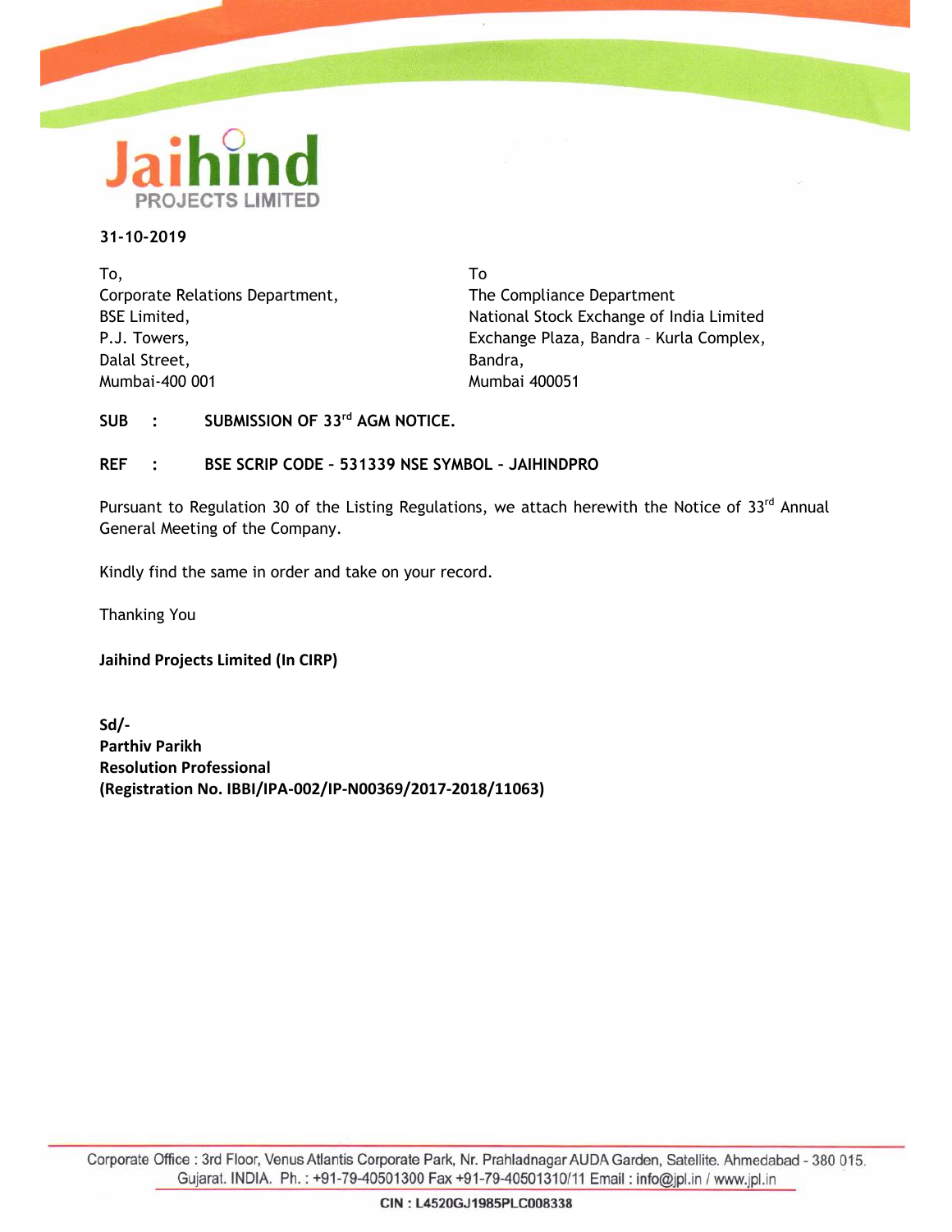Jaihind
PROJECTS LIMITED

**31-10-2019**

To,
Corporate Relations Department,
BSE Limited,
P.J. Towers,
Dalal Street,
Mumbai-400 001

To
The Compliance Department
National Stock Exchange of India Limited
Exchange Plaza, Bandra – Kurla Complex,
Bandra,
Mumbai 400051

**SUB : SUBMISSION OF 33rd AGM NOTICE.**

**REF : BSE SCRIP CODE – 531339 NSE SYMBOL – JAIHINDPRO**

Pursuant to Regulation 30 of the Listing Regulations, we attach herewith the Notice of 33rd Annual General Meeting of the Company.

Kindly find the same in order and take on your record.

Thanking You

**Jaihind Projects Limited (In CIRP)**

**Sd/-**
**Parthiv Parikh**
**Resolution Professional**
**(Registration No. IBBI/IPA-002/IP-N00369/2017-2018/11063)**

Corporate Office : 3rd Floor, Venus Atlantis Corporate Park, Nr. Prahladnagar AUDA Garden, Satellite. Ahmedabad - 380 015. Gujarat. INDIA. Ph. : +91-79-40501300 Fax +91-79-40501310/11 Email : info@jpl.in / www.jpl.in

**CIN : L4520GJ1985PLC008338**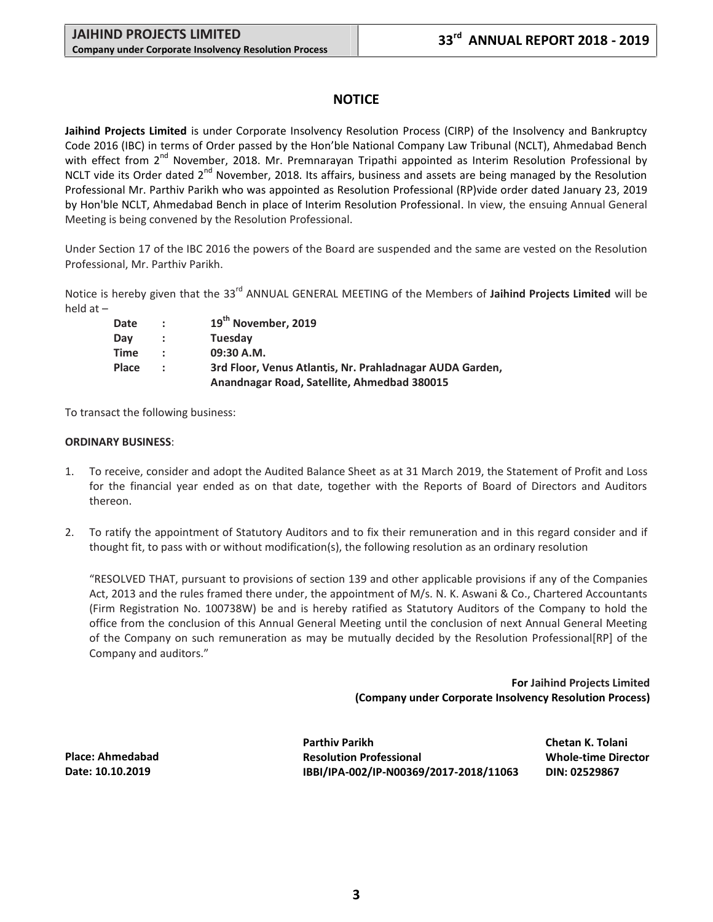## NOTICE

**Jaihind Projects Limited** is under Corporate Insolvency Resolution Process (CIRP) of the Insolvency and Bankruptcy Code 2016 (IBC) in terms of Order passed by the Hon'ble National Company Law Tribunal (NCLT), Ahmedabad Bench with effect from 2nd November, 2018. Mr. Premnarayan Tripathi appointed as Interim Resolution Professional by NCLT vide its Order dated 2nd November, 2018. Its affairs, business and assets are being managed by the Resolution Professional Mr. Parthiv Parikh who was appointed as Resolution Professional (RP)vide order dated January 23, 2019 by Hon'ble NCLT, Ahmedabad Bench in place of Interim Resolution Professional. In view, the ensuing Annual General Meeting is being convened by the Resolution Professional.

Under Section 17 of the IBC 2016 the powers of the Board are suspended and the same are vested on the Resolution Professional, Mr. Parthiv Parikh.

Notice is hereby given that the 33rd ANNUAL GENERAL MEETING of the Members of **Jaihind Projects Limited** will be held at –

| | | |
|---|---|---|
| **Date** | **:** | **19th November, 2019** |
| **Day** | **:** | **Tuesday** |
| **Time** | **:** | **09:30 A.M.** |
| **Place** | **:** | **3rd Floor, Venus Atlantis, Nr. Prahladnagar AUDA Garden, Anandnagar Road, Satellite, Ahmedbad 380015** |

To transact the following business:

**ORDINARY BUSINESS**:

1. To receive, consider and adopt the Audited Balance Sheet as at 31 March 2019, the Statement of Profit and Loss for the financial year ended as on that date, together with the Reports of Board of Directors and Auditors thereon.

2. To ratify the appointment of Statutory Auditors and to fix their remuneration and in this regard consider and if thought fit, to pass with or without modification(s), the following resolution as an ordinary resolution

   "RESOLVED THAT, pursuant to provisions of section 139 and other applicable provisions if any of the Companies Act, 2013 and the rules framed there under, the appointment of M/s. N. K. Aswani & Co., Chartered Accountants (Firm Registration No. 100738W) be and is hereby ratified as Statutory Auditors of the Company to hold the office from the conclusion of this Annual General Meeting until the conclusion of next Annual General Meeting of the Company on such remuneration as may be mutually decided by the Resolution Professional[RP] of the Company and auditors."

**For Jaihind Projects Limited**
**(Company under Corporate Insolvency Resolution Process)**

| | | |
|---|---|---|
| | **Parthiv Parikh** | **Chetan K. Tolani** |
| **Place: Ahmedabad** | **Resolution Professional** | **Whole-time Director** |
| **Date: 10.10.2019** | **IBBI/IPA-002/IP-N00369/2017-2018/11063** | **DIN: 02529867** |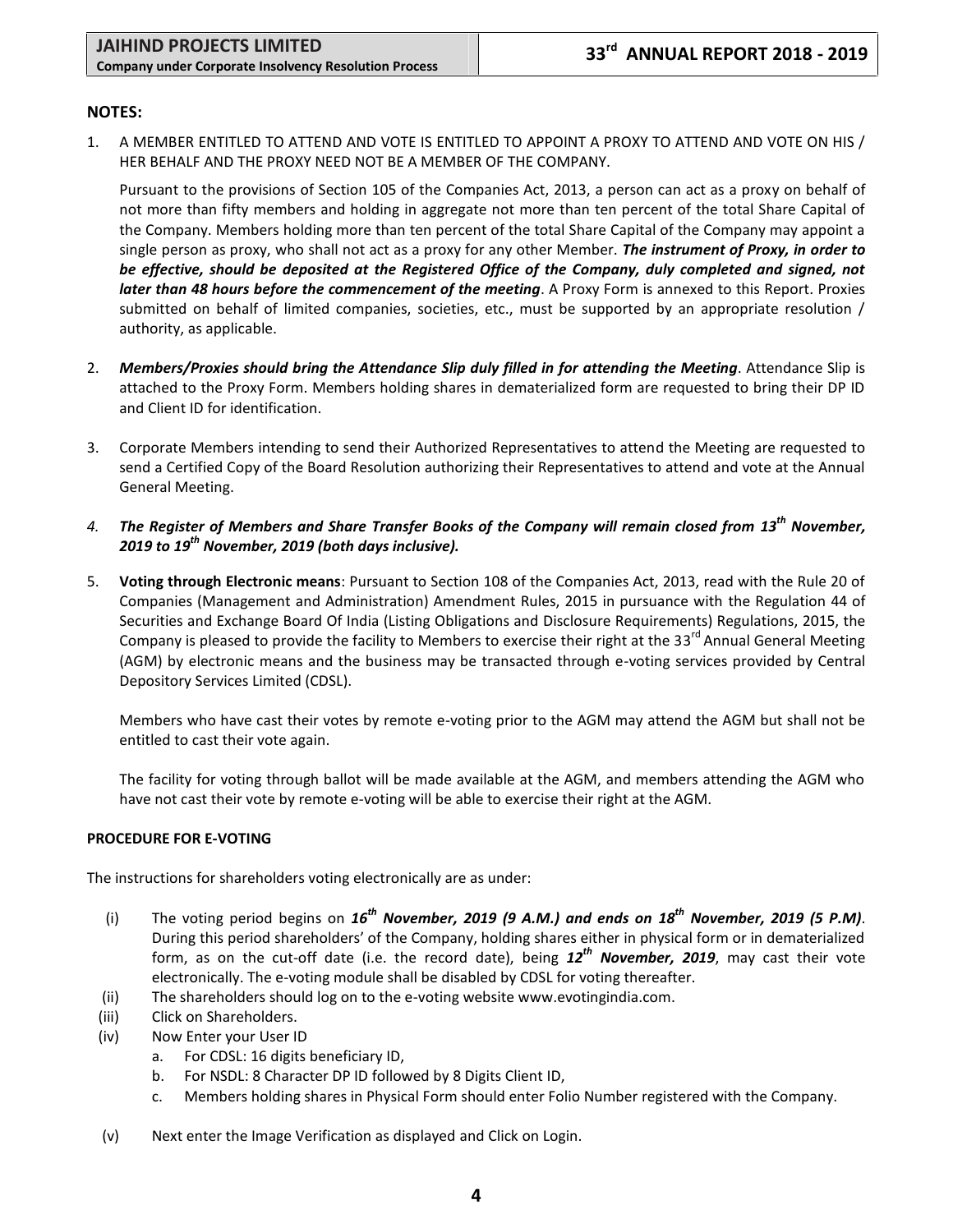## NOTES:

1. A MEMBER ENTITLED TO ATTEND AND VOTE IS ENTITLED TO APPOINT A PROXY TO ATTEND AND VOTE ON HIS / HER BEHALF AND THE PROXY NEED NOT BE A MEMBER OF THE COMPANY.

   Pursuant to the provisions of Section 105 of the Companies Act, 2013, a person can act as a proxy on behalf of not more than fifty members and holding in aggregate not more than ten percent of the total Share Capital of the Company. Members holding more than ten percent of the total Share Capital of the Company may appoint a single person as proxy, who shall not act as a proxy for any other Member. ***The instrument of Proxy, in order to be effective, should be deposited at the Registered Office of the Company, duly completed and signed, not later than 48 hours before the commencement of the meeting***. A Proxy Form is annexed to this Report. Proxies submitted on behalf of limited companies, societies, etc., must be supported by an appropriate resolution / authority, as applicable.

2. ***Members/Proxies should bring the Attendance Slip duly filled in for attending the Meeting***. Attendance Slip is attached to the Proxy Form. Members holding shares in dematerialized form are requested to bring their DP ID and Client ID for identification.

3. Corporate Members intending to send their Authorized Representatives to attend the Meeting are requested to send a Certified Copy of the Board Resolution authorizing their Representatives to attend and vote at the Annual General Meeting.

4. ***The Register of Members and Share Transfer Books of the Company will remain closed from 13th November, 2019 to 19th November, 2019 (both days inclusive).***

5. **Voting through Electronic means**: Pursuant to Section 108 of the Companies Act, 2013, read with the Rule 20 of Companies (Management and Administration) Amendment Rules, 2015 in pursuance with the Regulation 44 of Securities and Exchange Board Of India (Listing Obligations and Disclosure Requirements) Regulations, 2015, the Company is pleased to provide the facility to Members to exercise their right at the 33rd Annual General Meeting (AGM) by electronic means and the business may be transacted through e-voting services provided by Central Depository Services Limited (CDSL).

   Members who have cast their votes by remote e-voting prior to the AGM may attend the AGM but shall not be entitled to cast their vote again.

   The facility for voting through ballot will be made available at the AGM, and members attending the AGM who have not cast their vote by remote e-voting will be able to exercise their right at the AGM.

**PROCEDURE FOR E-VOTING**

The instructions for shareholders voting electronically are as under:

(i) The voting period begins on ***16th November, 2019 (9 A.M.) and ends on 18th November, 2019 (5 P.M)***. During this period shareholders' of the Company, holding shares either in physical form or in dematerialized form, as on the cut-off date (i.e. the record date), being ***12th November, 2019***, may cast their vote electronically. The e-voting module shall be disabled by CDSL for voting thereafter.

(ii) The shareholders should log on to the e-voting website www.evotingindia.com.

(iii) Click on Shareholders.

(iv) Now Enter your User ID
   a. For CDSL: 16 digits beneficiary ID,
   b. For NSDL: 8 Character DP ID followed by 8 Digits Client ID,
   c. Members holding shares in Physical Form should enter Folio Number registered with the Company.

(v) Next enter the Image Verification as displayed and Click on Login.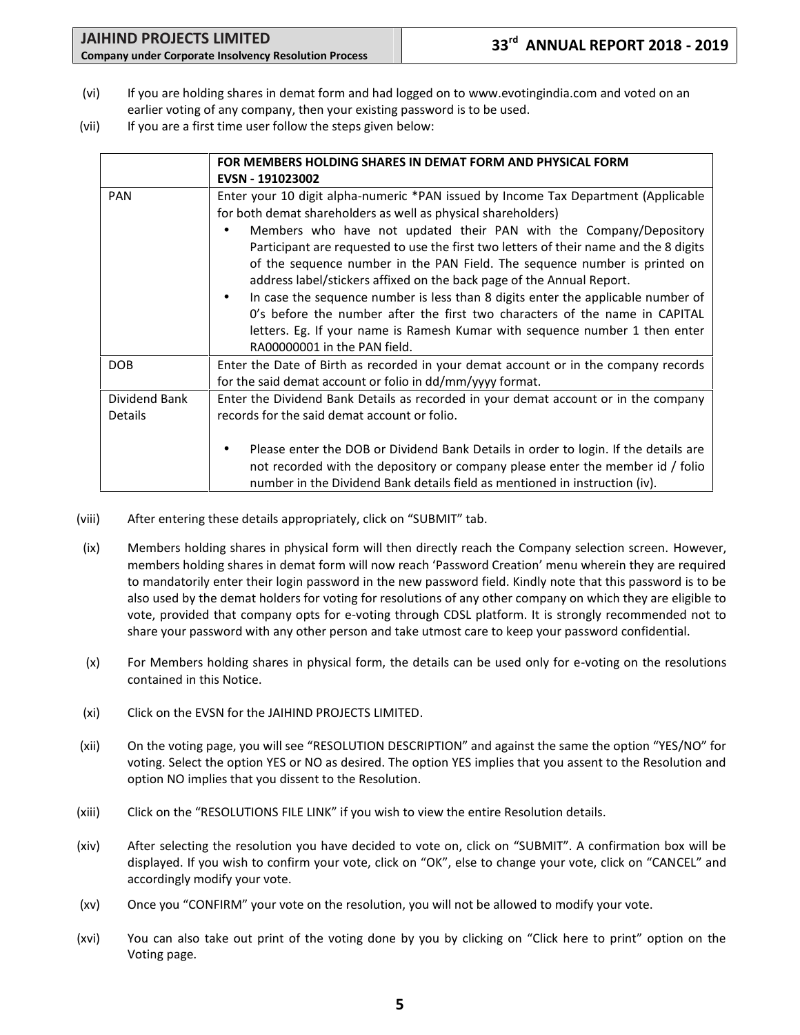(vi) If you are holding shares in demat form and had logged on to www.evotingindia.com and voted on an earlier voting of any company, then your existing password is to be used.

(vii) If you are a first time user follow the steps given below:

| | **FOR MEMBERS HOLDING SHARES IN DEMAT FORM AND PHYSICAL FORM EVSN - 191023002** |
|---|---|
| PAN | Enter your 10 digit alpha-numeric *PAN issued by Income Tax Department (Applicable for both demat shareholders as well as physical shareholders)<br>• Members who have not updated their PAN with the Company/Depository Participant are requested to use the first two letters of their name and the 8 digits of the sequence number in the PAN Field. The sequence number is printed on address label/stickers affixed on the back page of the Annual Report.<br>• In case the sequence number is less than 8 digits enter the applicable number of 0's before the number after the first two characters of the name in CAPITAL letters. Eg. If your name is Ramesh Kumar with sequence number 1 then enter RA00000001 in the PAN field. |
| DOB | Enter the Date of Birth as recorded in your demat account or in the company records for the said demat account or folio in dd/mm/yyyy format. |
| Dividend Bank Details | Enter the Dividend Bank Details as recorded in your demat account or in the company records for the said demat account or folio.<br><br>• Please enter the DOB or Dividend Bank Details in order to login. If the details are not recorded with the depository or company please enter the member id / folio number in the Dividend Bank details field as mentioned in instruction (iv). |

(viii) After entering these details appropriately, click on "SUBMIT" tab.

(ix) Members holding shares in physical form will then directly reach the Company selection screen. However, members holding shares in demat form will now reach 'Password Creation' menu wherein they are required to mandatorily enter their login password in the new password field. Kindly note that this password is to be also used by the demat holders for voting for resolutions of any other company on which they are eligible to vote, provided that company opts for e-voting through CDSL platform. It is strongly recommended not to share your password with any other person and take utmost care to keep your password confidential.

(x) For Members holding shares in physical form, the details can be used only for e-voting on the resolutions contained in this Notice.

(xi) Click on the EVSN for the JAIHIND PROJECTS LIMITED.

(xii) On the voting page, you will see "RESOLUTION DESCRIPTION" and against the same the option "YES/NO" for voting. Select the option YES or NO as desired. The option YES implies that you assent to the Resolution and option NO implies that you dissent to the Resolution.

(xiii) Click on the "RESOLUTIONS FILE LINK" if you wish to view the entire Resolution details.

(xiv) After selecting the resolution you have decided to vote on, click on "SUBMIT". A confirmation box will be displayed. If you wish to confirm your vote, click on "OK", else to change your vote, click on "CANCEL" and accordingly modify your vote.

(xv) Once you "CONFIRM" your vote on the resolution, you will not be allowed to modify your vote.

(xvi) You can also take out print of the voting done by you by clicking on "Click here to print" option on the Voting page.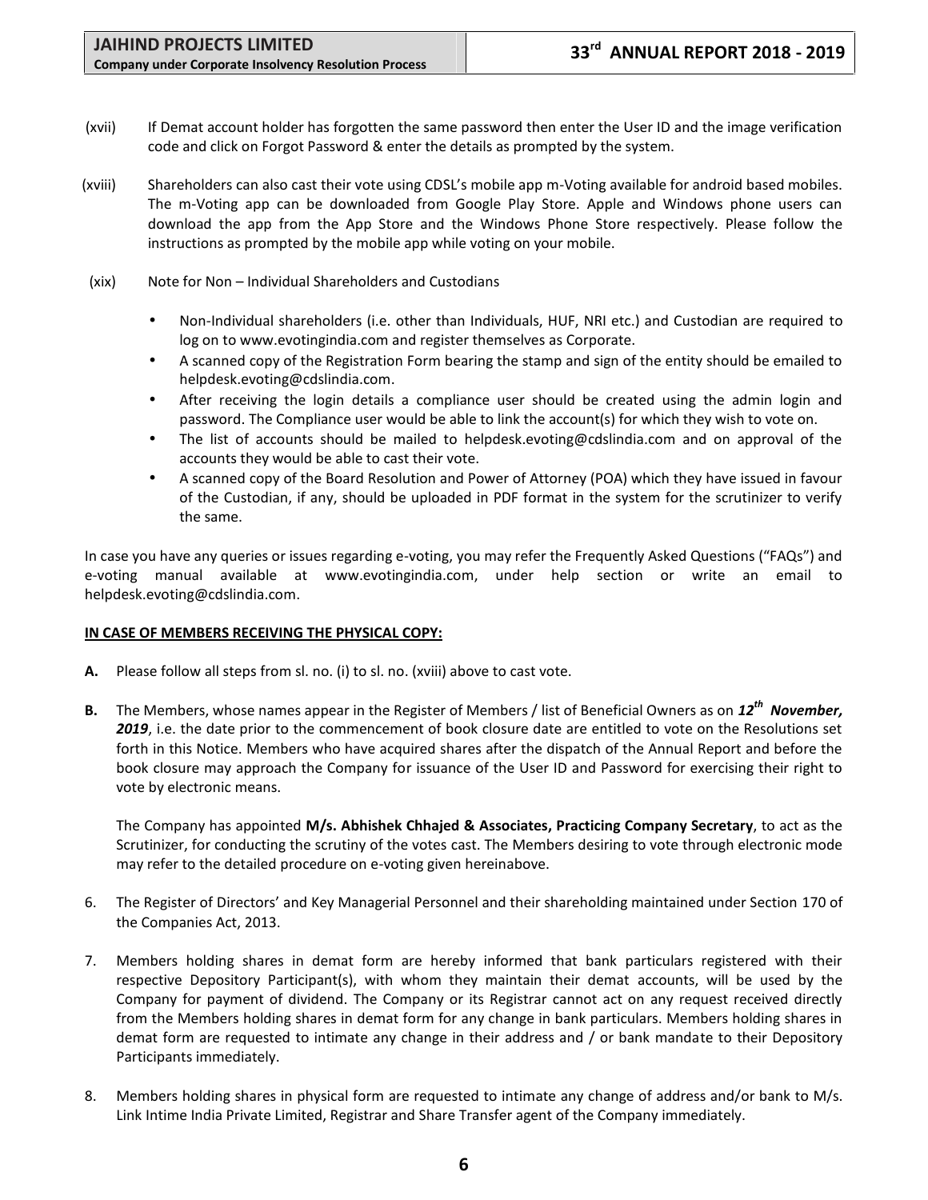(xvii) If Demat account holder has forgotten the same password then enter the User ID and the image verification code and click on Forgot Password & enter the details as prompted by the system.

(xviii) Shareholders can also cast their vote using CDSL's mobile app m-Voting available for android based mobiles. The m-Voting app can be downloaded from Google Play Store. Apple and Windows phone users can download the app from the App Store and the Windows Phone Store respectively. Please follow the instructions as prompted by the mobile app while voting on your mobile.

(xix) Note for Non – Individual Shareholders and Custodians

- Non-Individual shareholders (i.e. other than Individuals, HUF, NRI etc.) and Custodian are required to log on to www.evotingindia.com and register themselves as Corporate.
- A scanned copy of the Registration Form bearing the stamp and sign of the entity should be emailed to helpdesk.evoting@cdslindia.com.
- After receiving the login details a compliance user should be created using the admin login and password. The Compliance user would be able to link the account(s) for which they wish to vote on.
- The list of accounts should be mailed to helpdesk.evoting@cdslindia.com and on approval of the accounts they would be able to cast their vote.
- A scanned copy of the Board Resolution and Power of Attorney (POA) which they have issued in favour of the Custodian, if any, should be uploaded in PDF format in the system for the scrutinizer to verify the same.

In case you have any queries or issues regarding e-voting, you may refer the Frequently Asked Questions ("FAQs") and e-voting manual available at www.evotingindia.com, under help section or write an email to helpdesk.evoting@cdslindia.com.

**IN CASE OF MEMBERS RECEIVING THE PHYSICAL COPY:**

**A.** Please follow all steps from sl. no. (i) to sl. no. (xviii) above to cast vote.

**B.** The Members, whose names appear in the Register of Members / list of Beneficial Owners as on ***12th November, 2019***, i.e. the date prior to the commencement of book closure date are entitled to vote on the Resolutions set forth in this Notice. Members who have acquired shares after the dispatch of the Annual Report and before the book closure may approach the Company for issuance of the User ID and Password for exercising their right to vote by electronic means.

The Company has appointed **M/s. Abhishek Chhajed & Associates, Practicing Company Secretary**, to act as the Scrutinizer, for conducting the scrutiny of the votes cast. The Members desiring to vote through electronic mode may refer to the detailed procedure on e-voting given hereinabove.

6. The Register of Directors' and Key Managerial Personnel and their shareholding maintained under Section 170 of the Companies Act, 2013.

7. Members holding shares in demat form are hereby informed that bank particulars registered with their respective Depository Participant(s), with whom they maintain their demat accounts, will be used by the Company for payment of dividend. The Company or its Registrar cannot act on any request received directly from the Members holding shares in demat form for any change in bank particulars. Members holding shares in demat form are requested to intimate any change in their address and / or bank mandate to their Depository Participants immediately.

8. Members holding shares in physical form are requested to intimate any change of address and/or bank to M/s. Link Intime India Private Limited, Registrar and Share Transfer agent of the Company immediately.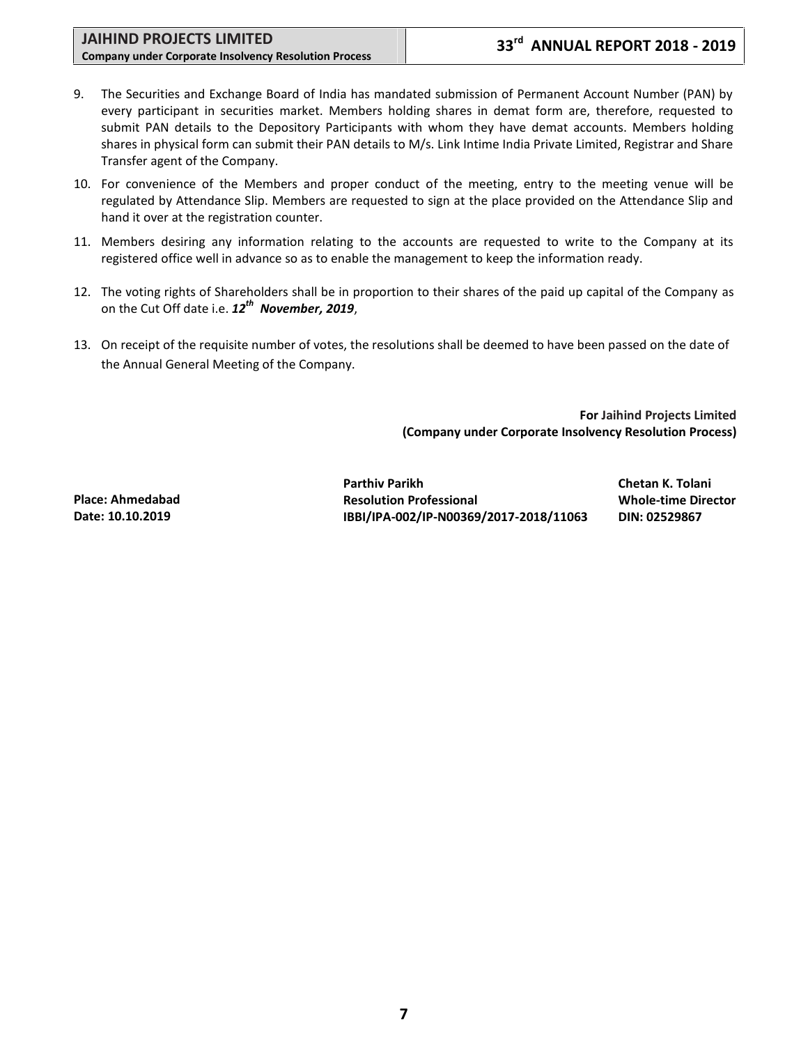9. The Securities and Exchange Board of India has mandated submission of Permanent Account Number (PAN) by every participant in securities market. Members holding shares in demat form are, therefore, requested to submit PAN details to the Depository Participants with whom they have demat accounts. Members holding shares in physical form can submit their PAN details to M/s. Link Intime India Private Limited, Registrar and Share Transfer agent of the Company.

10. For convenience of the Members and proper conduct of the meeting, entry to the meeting venue will be regulated by Attendance Slip. Members are requested to sign at the place provided on the Attendance Slip and hand it over at the registration counter.

11. Members desiring any information relating to the accounts are requested to write to the Company at its registered office well in advance so as to enable the management to keep the information ready.

12. The voting rights of Shareholders shall be in proportion to their shares of the paid up capital of the Company as on the Cut Off date i.e. ***12th November, 2019***,

13. On receipt of the requisite number of votes, the resolutions shall be deemed to have been passed on the date of the Annual General Meeting of the Company.

**For Jaihind Projects Limited**
**(Company under Corporate Insolvency Resolution Process)**

**Place: Ahmedabad**
**Date: 10.10.2019**

**Parthiv Parikh**
**Resolution Professional**
**IBBI/IPA-002/IP-N00369/2017-2018/11063**

**Chetan K. Tolani**
**Whole-time Director**
**DIN: 02529867**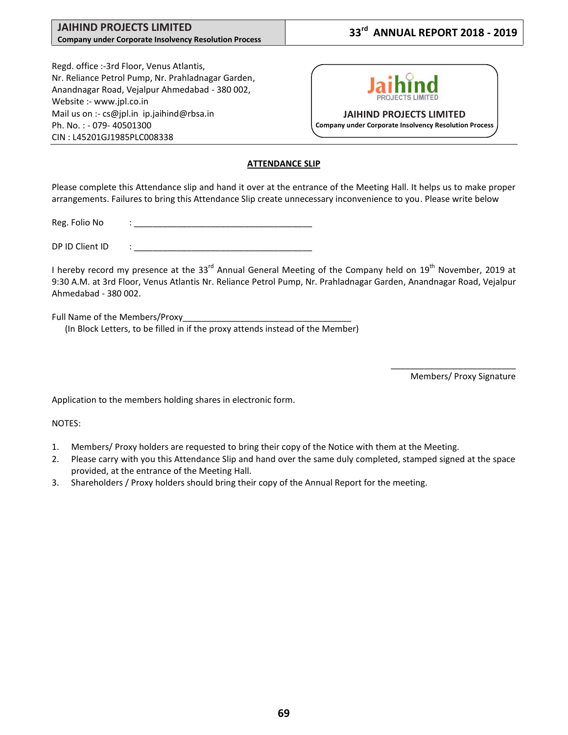Regd. office :-3rd Floor, Venus Atlantis,
Nr. Reliance Petrol Pump, Nr. Prahladnagar Garden,
Anandnagar Road, Vejalpur Ahmedabad - 380 002,
Website :- www.jpl.co.in
Mail us on :- cs@jpl.in ip.jaihind@rbsa.in
Ph. No. : - 079- 40501300
CIN : L45201GJ1985PLC008338

**JAIHIND PROJECTS LIMITED**
**Company under Corporate Insolvency Resolution Process**

## ATTENDANCE SLIP

Please complete this Attendance slip and hand it over at the entrance of the Meeting Hall. It helps us to make proper arrangements. Failures to bring this Attendance Slip create unnecessary inconvenience to you. Please write below

Reg. Folio No : ______________________________________

DP ID Client ID : ______________________________________

I hereby record my presence at the 33rd Annual General Meeting of the Company held on 19th November, 2019 at 9:30 A.M. at 3rd Floor, Venus Atlantis Nr. Reliance Petrol Pump, Nr. Prahladnagar Garden, Anandnagar Road, Vejalpur Ahmedabad - 380 002.

Full Name of the Members/Proxy____________________________________
(In Block Letters, to be filled in if the proxy attends instead of the Member)

__________________________
Members/ Proxy Signature

Application to the members holding shares in electronic form.

NOTES:

1. Members/ Proxy holders are requested to bring their copy of the Notice with them at the Meeting.
2. Please carry with you this Attendance Slip and hand over the same duly completed, stamped signed at the space provided, at the entrance of the Meeting Hall.
3. Shareholders / Proxy holders should bring their copy of the Annual Report for the meeting.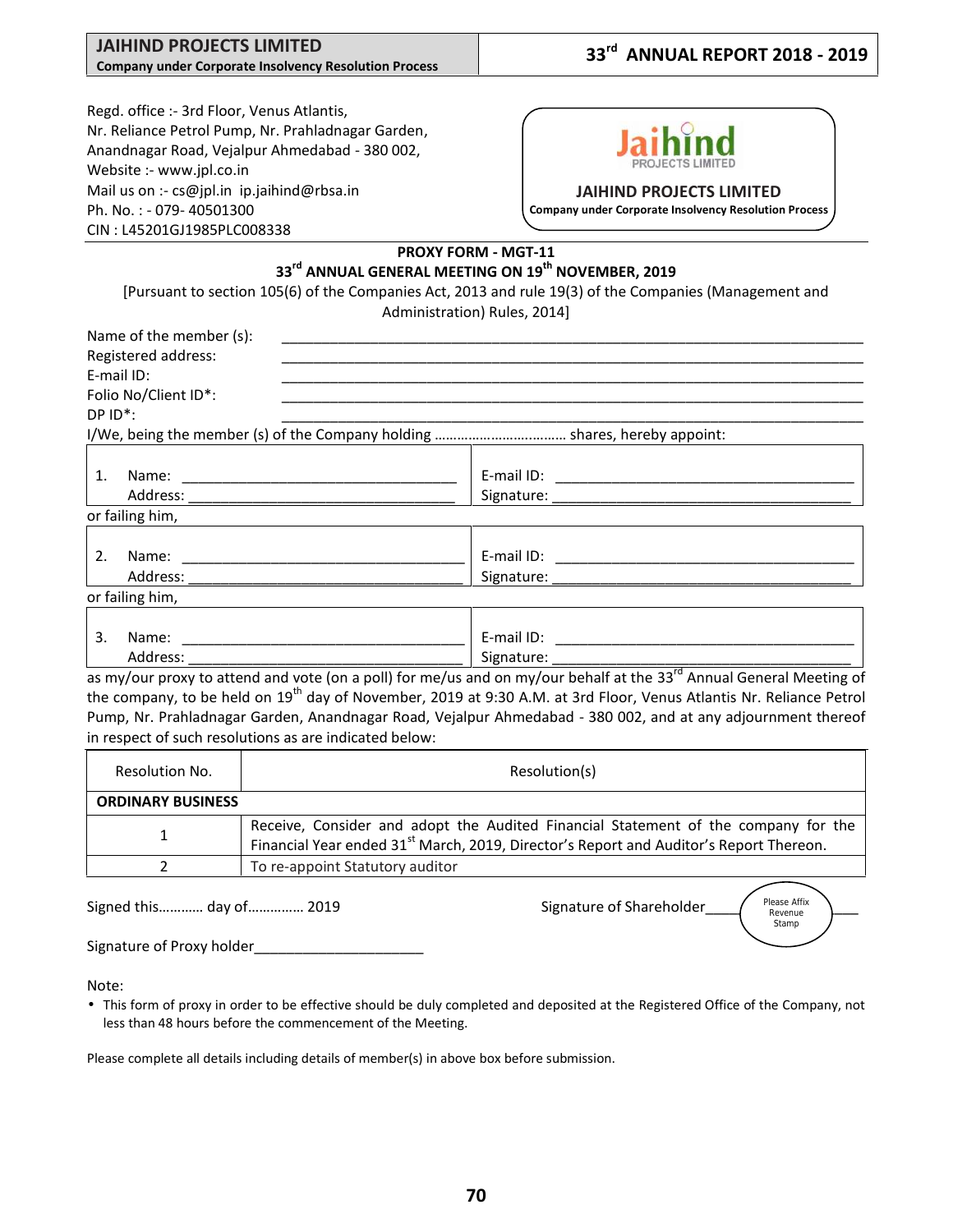Regd. office :- 3rd Floor, Venus Atlantis,
Nr. Reliance Petrol Pump, Nr. Prahladnagar Garden,
Anandnagar Road, Vejalpur Ahmedabad - 380 002,
Website :- www.jpl.co.in
Mail us on :- cs@jpl.in ip.jaihind@rbsa.in
Ph. No. : - 079- 40501300
CIN : L45201GJ1985PLC008338

Jaihind PROJECTS LIMITED

**JAIHIND PROJECTS LIMITED**
**Company under Corporate Insolvency Resolution Process**

## PROXY FORM - MGT-11

## 33rd ANNUAL GENERAL MEETING ON 19th NOVEMBER, 2019

[Pursuant to section 105(6) of the Companies Act, 2013 and rule 19(3) of the Companies (Management and Administration) Rules, 2014]

Name of the member (s): ______________________________
Registered address: ______________________________
E-mail ID: ______________________________
Folio No/Client ID*: ______________________________
DP ID*: ______________________________

I/We, being the member (s) of the Company holding ……………………………. shares, hereby appoint:

| | |
|---|---|
| 1. Name: ______________________ <br> Address: ______________________ | E-mail ID: ______________________ <br> Signature: ______________________ |

or failing him,

| | |
|---|---|
| 2. Name: ______________________ <br> Address: ______________________ | E-mail ID: ______________________ <br> Signature: ______________________ |

or failing him,

| | |
|---|---|
| 3. Name: ______________________ <br> Address: ______________________ | E-mail ID: ______________________ <br> Signature: ______________________ |

as my/our proxy to attend and vote (on a poll) for me/us and on my/our behalf at the 33rd Annual General Meeting of the company, to be held on 19th day of November, 2019 at 9:30 A.M. at 3rd Floor, Venus Atlantis Nr. Reliance Petrol Pump, Nr. Prahladnagar Garden, Anandnagar Road, Vejalpur Ahmedabad - 380 002, and at any adjournment thereof in respect of such resolutions as are indicated below:

| Resolution No. | Resolution(s) |
|---|---|
| **ORDINARY BUSINESS** | |
| 1 | Receive, Consider and adopt the Audited Financial Statement of the company for the Financial Year ended 31st March, 2019, Director's Report and Auditor's Report Thereon. |
| 2 | To re-appoint Statutory auditor |

Signed this………… day of…………… 2019

Signature of Shareholder____ (Please Affix Revenue Stamp) ____

Signature of Proxy holder____________________

Note:

- This form of proxy in order to be effective should be duly completed and deposited at the Registered Office of the Company, not less than 48 hours before the commencement of the Meeting.

Please complete all details including details of member(s) in above box before submission.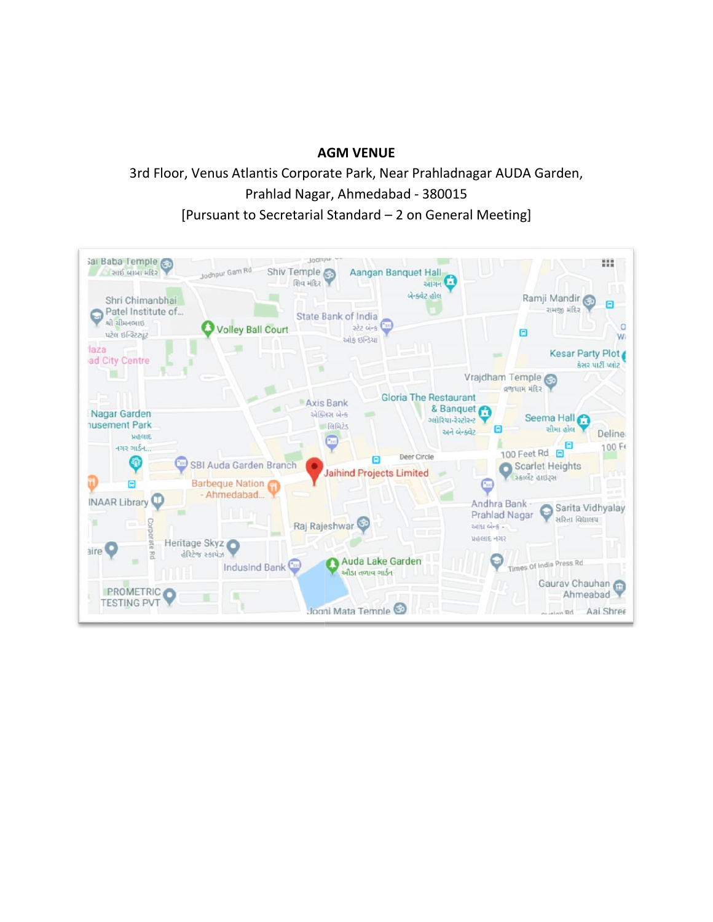**AGM VENUE**

3rd Floor, Venus Atlantis Corporate Park, Near Prahladnagar AUDA Garden, Prahlad Nagar, Ahmedabad - 380015

[Pursuant to Secretarial Standard – 2 on General Meeting]